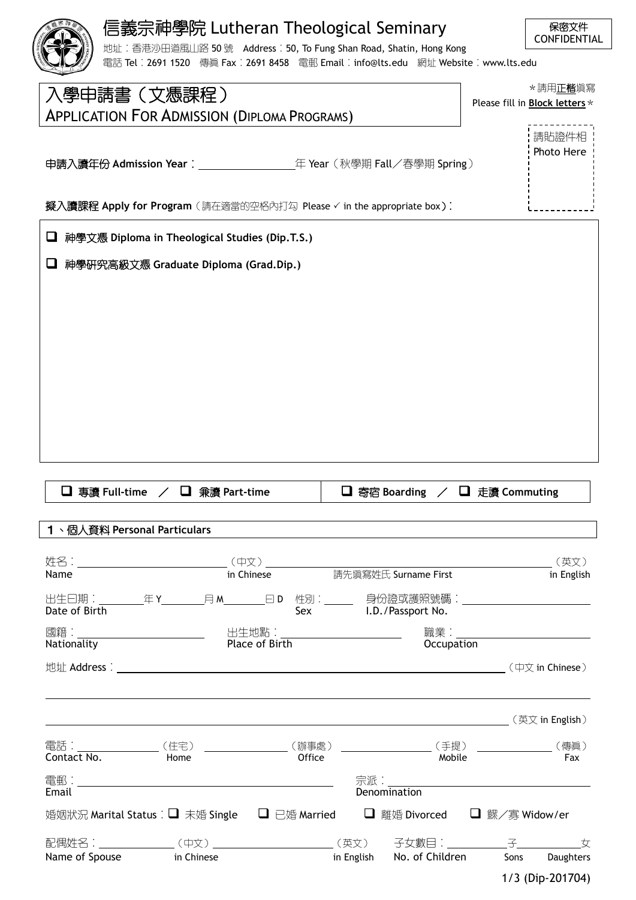# 信義宗神學院 Lutheran Theological Seminary

地址：香港沙田道風山路 50 號　Address：50, To Fung Shan Road, Shatin, Hong Kong
電話 Tel：2691 1520　傳真 Fax：2691 8458　電郵 Email：info@lts.edu　網址 Website：www.lts.edu

保密文件
CONFIDENTIAL

## 入學申請書（文憑課程）
## APPLICATION FOR ADMISSION (DIPLOMA PROGRAMS)

*請用**正楷**填寫
Please fill in **Block letters***

請貼證件相
Photo Here

**申請入讀年份 Admission Year**：________________年 Year（秋學期 Fall／春學期 Spring）

**擬入讀課程 Apply for Program**（請在適當的空格內打勾 Please ✓ in the appropriate box）：

- ☐ **神學文憑 Diploma in Theological Studies (Dip.T.S.)**
- ☐ **神學研究高級文憑 Graduate Diploma (Grad.Dip.)**

☐ **專讀 Full-time** ／ ☐ **兼讀 Part-time**　　☐ **寄宿 Boarding** ／ ☐ **走讀 Commuting**

### 1、個人資料 Personal Particulars

姓名 Name：________________（中文 in Chinese）________________（英文 in English）請先填寫姓氏 Surname First

出生日期 Date of Birth：______年 Y______月 M______日 D　性別 Sex：______　身份證或護照號碼 I.D./Passport No.：________________

國籍 Nationality：________________　出生地點 Place of Birth：________________　職業 Occupation：________________

地址 Address：________________________________________（中文 in Chinese）

________________________________________

________________________________________（英文 in English）

電話 Contact No.：____________（住宅 Home）____________（辦事處 Office）____________（手提 Mobile）____________（傳真 Fax）

電郵 Email：________________________　宗派 Denomination：________________________

婚姻狀況 Marital Status：☐ 未婚 Single　☐ 已婚 Married　☐ 離婚 Divorced　☐ 鰥／寡 Widow/er

配偶姓名 Name of Spouse：____________（中文 in Chinese）____________（英文 in English）　子女數目 No. of Children：______子 Sons______女 Daughters

1/3 (Dip-201704)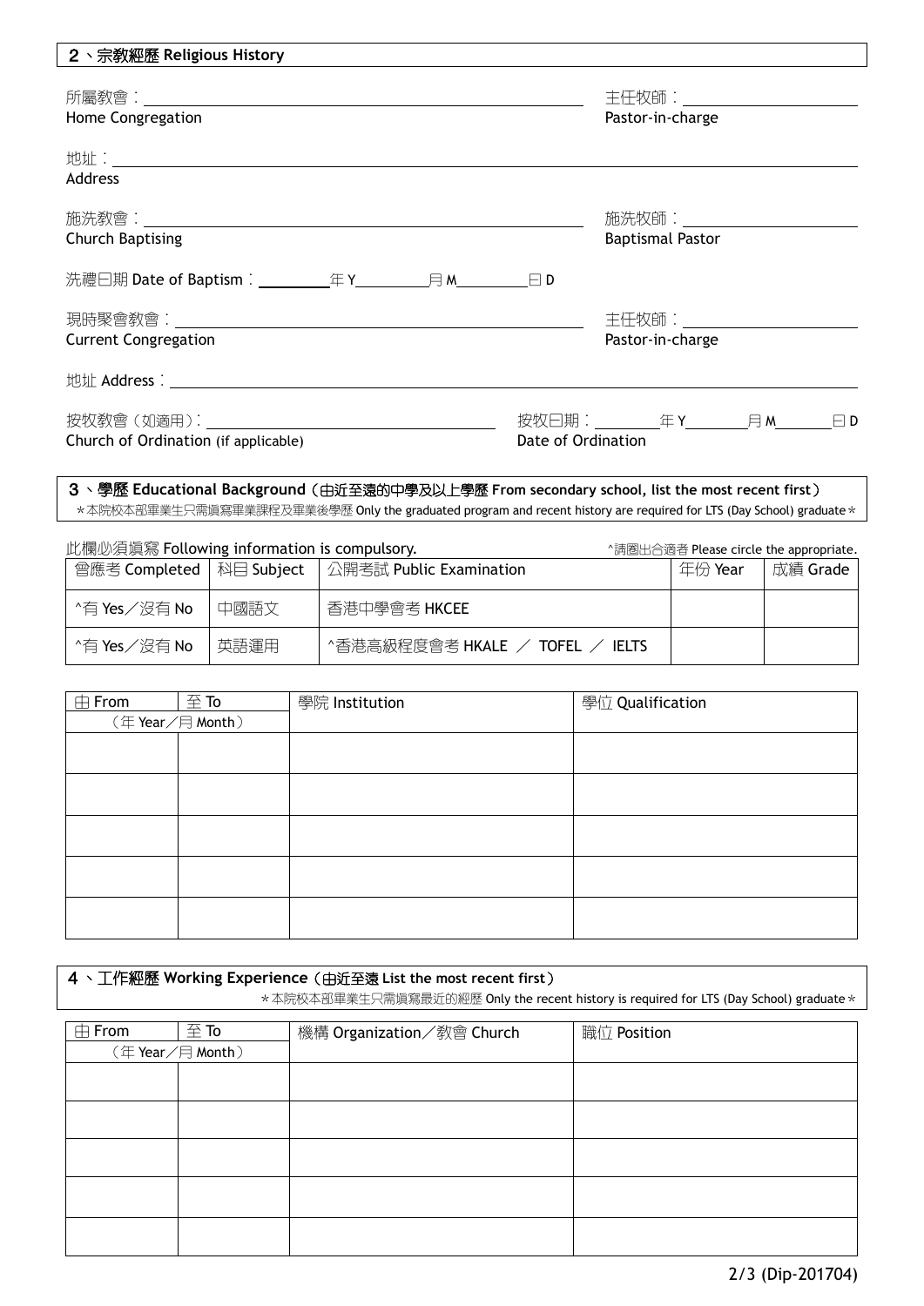## 2、宗教經歷 Religious History

所屬教會：______________________________ 主任牧師：____________________
Home Congregation Pastor-in-charge

地址：____________________________________________________________
Address

施洗教會：______________________________ 施洗牧師：____________________
Church Baptising Baptismal Pastor

洗禮日期 Date of Baptism：________年 Y________月 M________日 D

現時聚會教會：______________________________ 主任牧師：____________________
Current Congregation Pastor-in-charge

地址 Address：____________________________________________________________

按牧教會（如適用）：______________________________ 按牧日期：________年 Y________月 M________日 D
Church of Ordination (if applicable) Date of Ordination

## 3、學歷 Educational Background（由近至遠的中學及以上學歷 From secondary school, list the most recent first）

*本院校本部畢業生只需填寫畢業課程及畢業後學歷 Only the graduated program and recent history are required for LTS (Day School) graduate*

此欄必須填寫 Following information is compulsory. ^請圈出合適者 Please circle the appropriate.

| 曾應考 Completed | 科目 Subject | 公開考試 Public Examination | 年份 Year | 成績 Grade |
|---|---|---|---|---|
| ^有 Yes／沒有 No | 中國語文 | 香港中學會考 HKCEE | | |
| ^有 Yes／沒有 No | 英語運用 | ^香港高級程度會考 HKALE ／ TOFEL ／ IELTS | | |

| 由 From | 至 To | 學院 Institution | 學位 Qualification |
|---|---|---|---|
| （年 Year／月 Month） | | | |
| | | | |
| | | | |
| | | | |
| | | | |
| | | | |

## 4、工作經歷 Working Experience（由近至遠 List the most recent first）

*本院校本部畢業生只需填寫最近的經歷 Only the recent history is required for LTS (Day School) graduate*

| 由 From | 至 To | 機構 Organization／教會 Church | 職位 Position |
|---|---|---|---|
| （年 Year／月 Month） | | | |
| | | | |
| | | | |
| | | | |
| | | | |
| | | | |

(Dip-201704)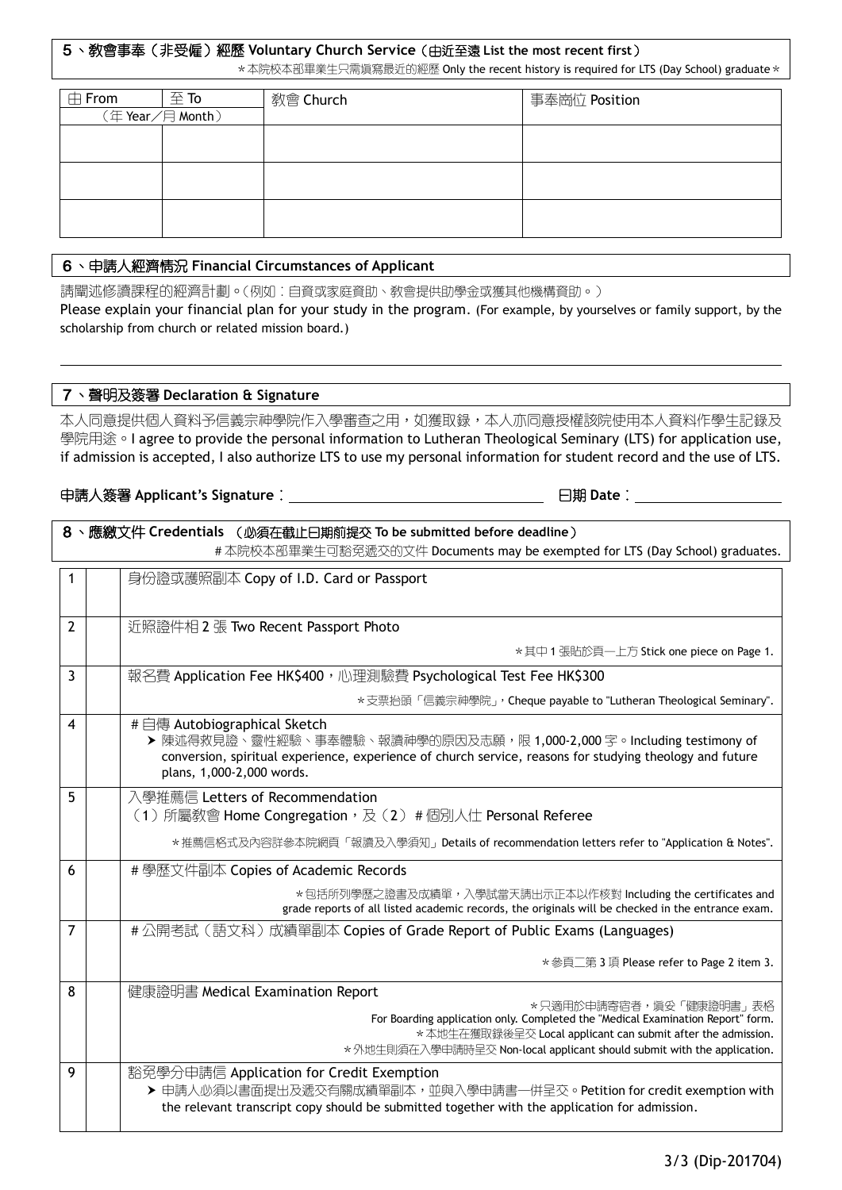## 5、教會事奉（非受僱）經歷 Voluntary Church Service（由近至遠 List the most recent first）

＊本院校本部畢業生只需填寫最近的經歷 Only the recent history is required for LTS (Day School) graduate＊

| 由 From | 至 To | 教會 Church | 事奉崗位 Position |
|---|---|---|---|
| （年 Year／月 Month） | | | |
| | | | |
| | | | |
| | | | |

## 6、申請人經濟情況 Financial Circumstances of Applicant

請闡述修讀課程的經濟計劃。(例如：自資或家庭資助、教會提供助學金或獲其他機構資助。)

Please explain your financial plan for your study in the program. (For example, by yourselves or family support, by the scholarship from church or related mission board.)

## 7、聲明及簽署 Declaration & Signature

本人同意提供個人資料予信義宗神學院作入學審查之用，如獲取錄，本人亦同意授權該院使用本人資料作學生記錄及學院用途。I agree to provide the personal information to Lutheran Theological Seminary (LTS) for application use, if admission is accepted, I also authorize LTS to use my personal information for student record and the use of LTS.

申請人簽署 Applicant's Signature：________________ 日期 Date：________________

## 8、應繳文件 Credentials （必須在截止日期前提交 To be submitted before deadline）

# 本院校本部畢業生可豁免遞交的文件 Documents may be exempted for LTS (Day School) graduates.

| | | |
|---|---|---|
| 1 | | 身份證或護照副本 Copy of I.D. Card or Passport |
| 2 | | 近照證件相 2 張 Two Recent Passport Photo<br>＊其中 1 張貼於頁一上方 Stick one piece on Page 1. |
| 3 | | 報名費 Application Fee HK$400，心理測驗費 Psychological Test Fee HK$300<br>＊支票抬頭「信義宗神學院」, Cheque payable to "Lutheran Theological Seminary". |
| 4 | | # 自傳 Autobiographical Sketch<br>➤ 陳述得救見證、靈性經驗、事奉體驗、報讀神學的原因及志願，限 1,000-2,000 字。Including testimony of conversion, spiritual experience, experience of church service, reasons for studying theology and future plans, 1,000-2,000 words. |
| 5 | | 入學推薦信 Letters of Recommendation<br>（1）所屬教會 Home Congregation，及（2）# 個別人仕 Personal Referee<br>＊推薦信格式及內容詳參本院網頁「報讀及入學須知」Details of recommendation letters refer to "Application & Notes". |
| 6 | | # 學歷文件副本 Copies of Academic Records<br>＊包括所列學歷之證書及成績單，入學試當天請出示正本以作核對 Including the certificates and grade reports of all listed academic records, the originals will be checked in the entrance exam. |
| 7 | | # 公開考試（語文科）成績單副本 Copies of Grade Report of Public Exams (Languages)<br>＊參頁二第 3 項 Please refer to Page 2 item 3. |
| 8 | | 健康證明書 Medical Examination Report<br>＊只適用於申請寄宿者，填妥「健康證明書」表格 For Boarding application only. Completed the "Medical Examination Report" form.<br>＊本地生在獲取錄後呈交 Local applicant can submit after the admission.<br>＊外地生則須在入學申請時呈交 Non-local applicant should submit with the application. |
| 9 | | 豁免學分申請信 Application for Credit Exemption<br>➤ 申請人必須以書面提出及遞交有關成績單副本，並與入學申請書一併呈交。Petition for credit exemption with the relevant transcript copy should be submitted together with the application for admission. |